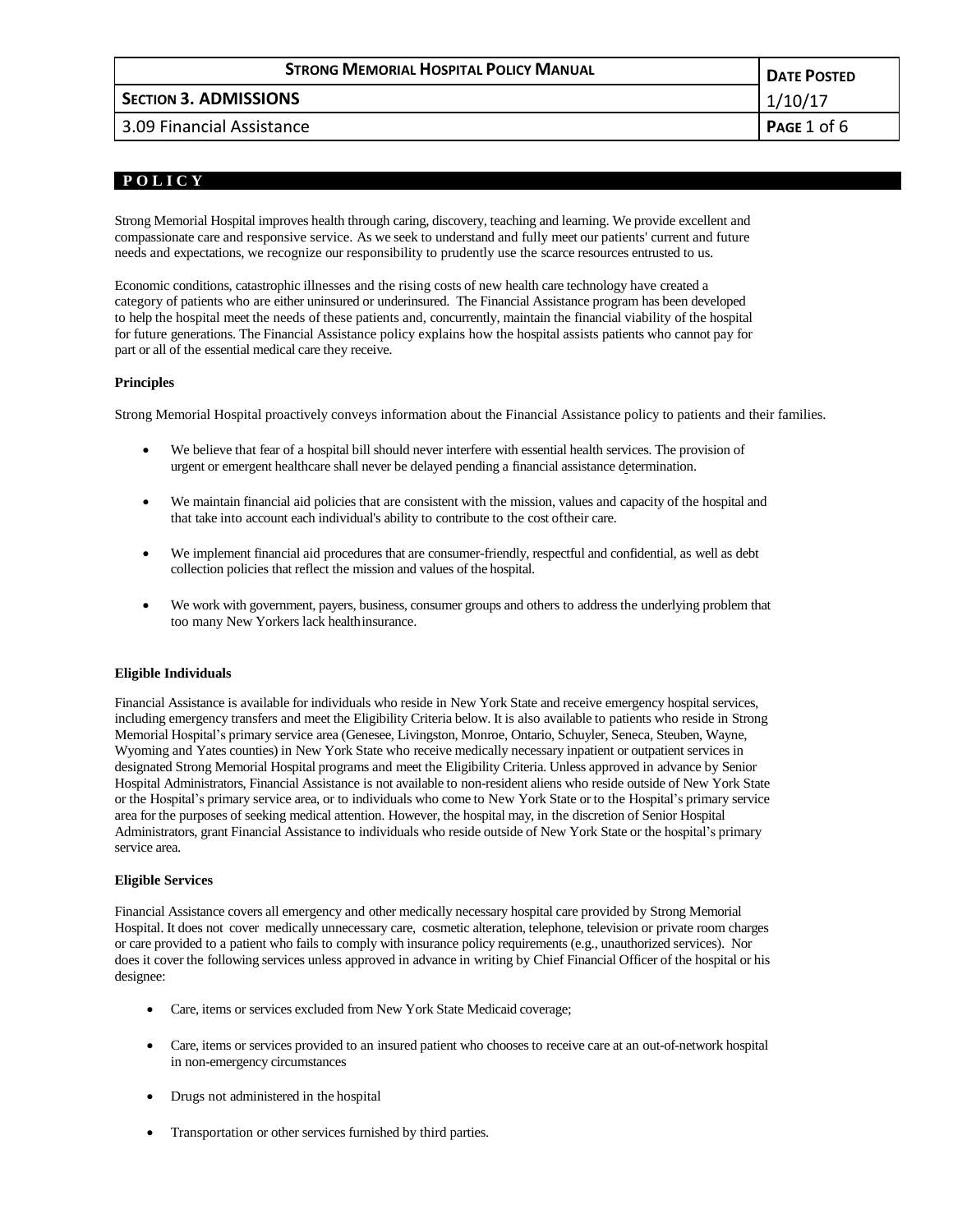| **Strong Memorial Hospital Policy Manual** | **Date Posted** |
|---|---|
| **Section 3. ADMISSIONS** | 1/10/17 |
| 3.09 Financial Assistance | |

## POLICY

Strong Memorial Hospital improves health through caring, discovery, teaching and learning. We provide excellent and compassionate care and responsive service. As we seek to understand and fully meet our patients' current and future needs and expectations, we recognize our responsibility to prudently use the scarce resources entrusted to us.

Economic conditions, catastrophic illnesses and the rising costs of new health care technology have created a category of patients who are either uninsured or underinsured. The Financial Assistance program has been developed to help the hospital meet the needs of these patients and, concurrently, maintain the financial viability of the hospital for future generations. The Financial Assistance policy explains how the hospital assists patients who cannot pay for part or all of the essential medical care they receive.

### Principles

Strong Memorial Hospital proactively conveys information about the Financial Assistance policy to patients and their families.

- We believe that fear of a hospital bill should never interfere with essential health services. The provision of urgent or emergent healthcare shall never be delayed pending a financial assistance determination.
- We maintain financial aid policies that are consistent with the mission, values and capacity of the hospital and that take into account each individual's ability to contribute to the cost of their care.
- We implement financial aid procedures that are consumer-friendly, respectful and confidential, as well as debt collection policies that reflect the mission and values of the hospital.
- We work with government, payers, business, consumer groups and others to address the underlying problem that too many New Yorkers lack health insurance.

### Eligible Individuals

Financial Assistance is available for individuals who reside in New York State and receive emergency hospital services, including emergency transfers and meet the Eligibility Criteria below. It is also available to patients who reside in Strong Memorial Hospital's primary service area (Genesee, Livingston, Monroe, Ontario, Schuyler, Seneca, Steuben, Wayne, Wyoming and Yates counties) in New York State who receive medically necessary inpatient or outpatient services in designated Strong Memorial Hospital programs and meet the Eligibility Criteria. Unless approved in advance by Senior Hospital Administrators, Financial Assistance is not available to non-resident aliens who reside outside of New York State or the Hospital's primary service area, or to individuals who come to New York State or to the Hospital's primary service area for the purposes of seeking medical attention. However, the hospital may, in the discretion of Senior Hospital Administrators, grant Financial Assistance to individuals who reside outside of New York State or the hospital's primary service area.

### Eligible Services

Financial Assistance covers all emergency and other medically necessary hospital care provided by Strong Memorial Hospital. It does not cover medically unnecessary care, cosmetic alteration, telephone, television or private room charges or care provided to a patient who fails to comply with insurance policy requirements (e.g., unauthorized services). Nor does it cover the following services unless approved in advance in writing by Chief Financial Officer of the hospital or his designee:

- Care, items or services excluded from New York State Medicaid coverage;
- Care, items or services provided to an insured patient who chooses to receive care at an out-of-network hospital in non-emergency circumstances
- Drugs not administered in the hospital
- Transportation or other services furnished by third parties.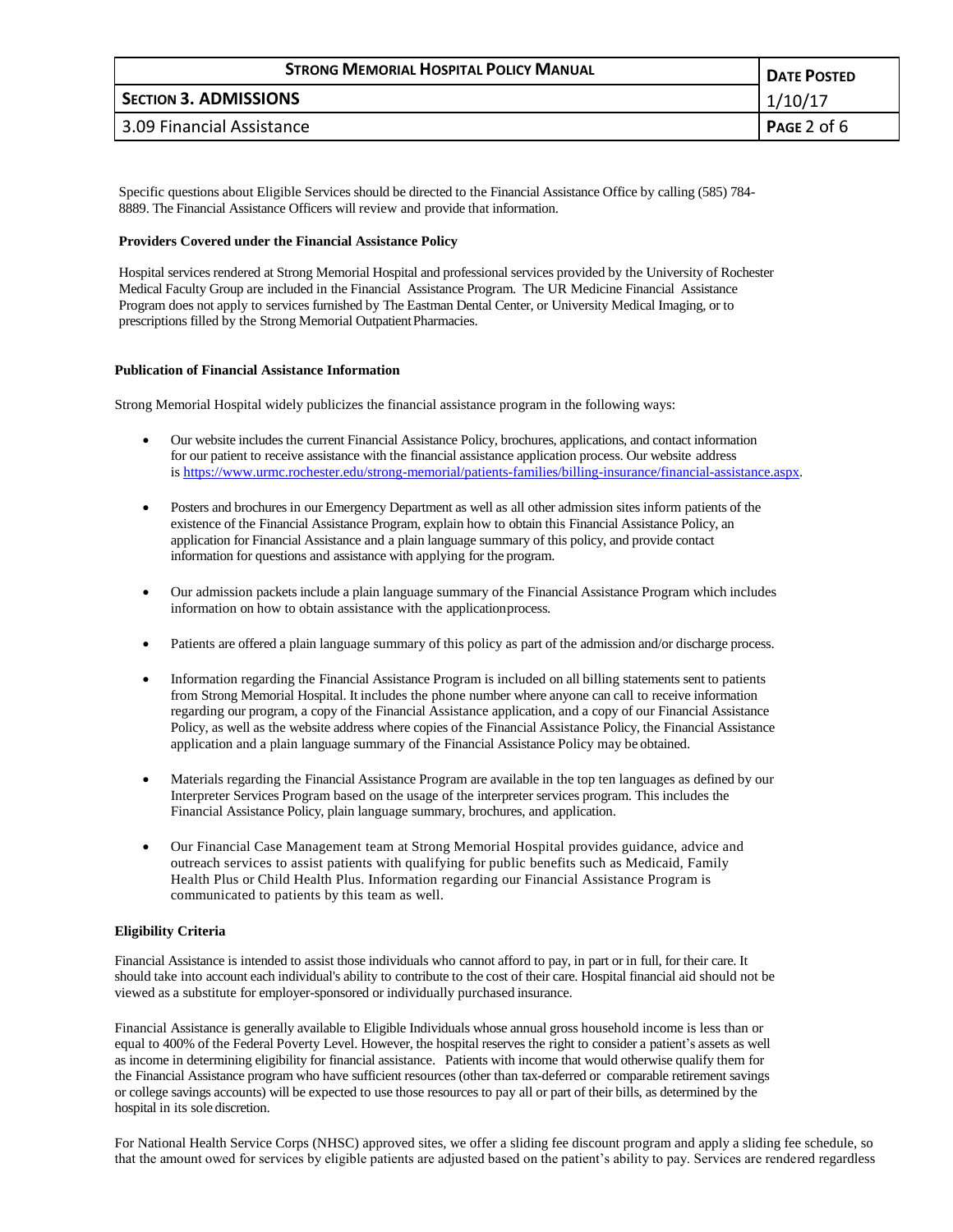Specific questions about Eligible Services should be directed to the Financial Assistance Office by calling (585) 784-8889. The Financial Assistance Officers will review and provide that information.

**Providers Covered under the Financial Assistance Policy**

Hospital services rendered at Strong Memorial Hospital and professional services provided by the University of Rochester Medical Faculty Group are included in the Financial Assistance Program. The UR Medicine Financial Assistance Program does not apply to services furnished by The Eastman Dental Center, or University Medical Imaging, or to prescriptions filled by the Strong Memorial Outpatient Pharmacies.

**Publication of Financial Assistance Information**

Strong Memorial Hospital widely publicizes the financial assistance program in the following ways:

- Our website includes the current Financial Assistance Policy, brochures, applications, and contact information for our patient to receive assistance with the financial assistance application process. Our website address is https://www.urmc.rochester.edu/strong-memorial/patients-families/billing-insurance/financial-assistance.aspx.

- Posters and brochures in our Emergency Department as well as all other admission sites inform patients of the existence of the Financial Assistance Program, explain how to obtain this Financial Assistance Policy, an application for Financial Assistance and a plain language summary of this policy, and provide contact information for questions and assistance with applying for the program.

- Our admission packets include a plain language summary of the Financial Assistance Program which includes information on how to obtain assistance with the application process.

- Patients are offered a plain language summary of this policy as part of the admission and/or discharge process.

- Information regarding the Financial Assistance Program is included on all billing statements sent to patients from Strong Memorial Hospital. It includes the phone number where anyone can call to receive information regarding our program, a copy of the Financial Assistance application, and a copy of our Financial Assistance Policy, as well as the website address where copies of the Financial Assistance Policy, the Financial Assistance application and a plain language summary of the Financial Assistance Policy may be obtained.

- Materials regarding the Financial Assistance Program are available in the top ten languages as defined by our Interpreter Services Program based on the usage of the interpreter services program. This includes the Financial Assistance Policy, plain language summary, brochures, and application.

- Our Financial Case Management team at Strong Memorial Hospital provides guidance, advice and outreach services to assist patients with qualifying for public benefits such as Medicaid, Family Health Plus or Child Health Plus. Information regarding our Financial Assistance Program is communicated to patients by this team as well.

**Eligibility Criteria**

Financial Assistance is intended to assist those individuals who cannot afford to pay, in part or in full, for their care. It should take into account each individual's ability to contribute to the cost of their care. Hospital financial aid should not be viewed as a substitute for employer-sponsored or individually purchased insurance.

Financial Assistance is generally available to Eligible Individuals whose annual gross household income is less than or equal to 400% of the Federal Poverty Level. However, the hospital reserves the right to consider a patient's assets as well as income in determining eligibility for financial assistance. Patients with income that would otherwise qualify them for the Financial Assistance program who have sufficient resources (other than tax-deferred or comparable retirement savings or college savings accounts) will be expected to use those resources to pay all or part of their bills, as determined by the hospital in its sole discretion.

For National Health Service Corps (NHSC) approved sites, we offer a sliding fee discount program and apply a sliding fee schedule, so that the amount owed for services by eligible patients are adjusted based on the patient's ability to pay. Services are rendered regardless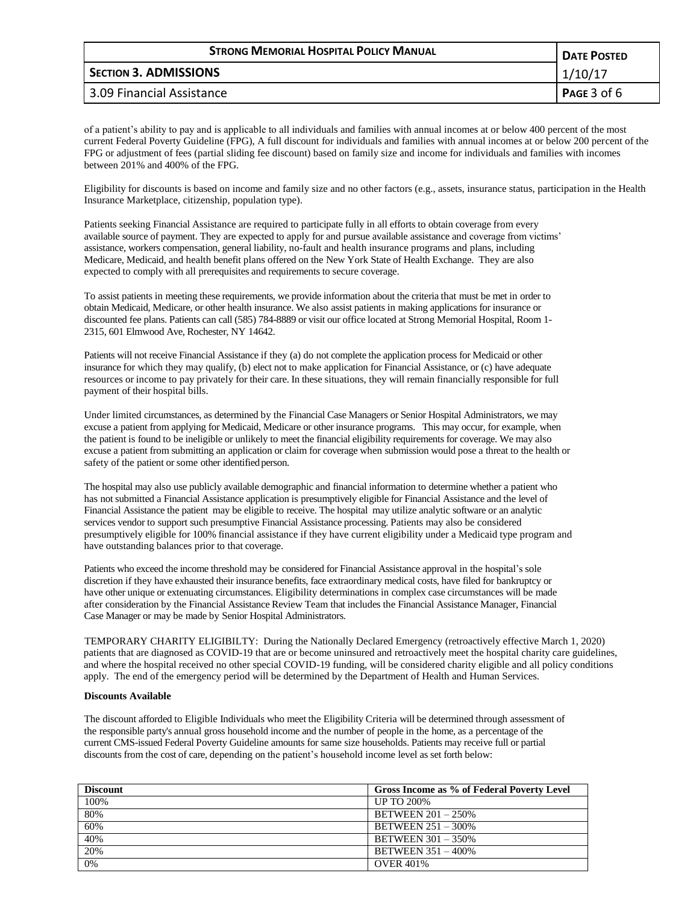of a patient's ability to pay and is applicable to all individuals and families with annual incomes at or below 400 percent of the most current Federal Poverty Guideline (FPG), A full discount for individuals and families with annual incomes at or below 200 percent of the FPG or adjustment of fees (partial sliding fee discount) based on family size and income for individuals and families with incomes between 201% and 400% of the FPG.

Eligibility for discounts is based on income and family size and no other factors (e.g., assets, insurance status, participation in the Health Insurance Marketplace, citizenship, population type).

Patients seeking Financial Assistance are required to participate fully in all efforts to obtain coverage from every available source of payment. They are expected to apply for and pursue available assistance and coverage from victims' assistance, workers compensation, general liability, no-fault and health insurance programs and plans, including Medicare, Medicaid, and health benefit plans offered on the New York State of Health Exchange. They are also expected to comply with all prerequisites and requirements to secure coverage.

To assist patients in meeting these requirements, we provide information about the criteria that must be met in order to obtain Medicaid, Medicare, or other health insurance. We also assist patients in making applications for insurance or discounted fee plans. Patients can call (585) 784-8889 or visit our office located at Strong Memorial Hospital, Room 1-2315, 601 Elmwood Ave, Rochester, NY 14642.

Patients will not receive Financial Assistance if they (a) do not complete the application process for Medicaid or other insurance for which they may qualify, (b) elect not to make application for Financial Assistance, or (c) have adequate resources or income to pay privately for their care. In these situations, they will remain financially responsible for full payment of their hospital bills.

Under limited circumstances, as determined by the Financial Case Managers or Senior Hospital Administrators, we may excuse a patient from applying for Medicaid, Medicare or other insurance programs. This may occur, for example, when the patient is found to be ineligible or unlikely to meet the financial eligibility requirements for coverage. We may also excuse a patient from submitting an application or claim for coverage when submission would pose a threat to the health or safety of the patient or some other identified person.

The hospital may also use publicly available demographic and financial information to determine whether a patient who has not submitted a Financial Assistance application is presumptively eligible for Financial Assistance and the level of Financial Assistance the patient may be eligible to receive. The hospital may utilize analytic software or an analytic services vendor to support such presumptive Financial Assistance processing. Patients may also be considered presumptively eligible for 100% financial assistance if they have current eligibility under a Medicaid type program and have outstanding balances prior to that coverage.

Patients who exceed the income threshold may be considered for Financial Assistance approval in the hospital's sole discretion if they have exhausted their insurance benefits, face extraordinary medical costs, have filed for bankruptcy or have other unique or extenuating circumstances. Eligibility determinations in complex case circumstances will be made after consideration by the Financial Assistance Review Team that includes the Financial Assistance Manager, Financial Case Manager or may be made by Senior Hospital Administrators.

TEMPORARY CHARITY ELIGIBILTY: During the Nationally Declared Emergency (retroactively effective March 1, 2020) patients that are diagnosed as COVID-19 that are or become uninsured and retroactively meet the hospital charity care guidelines, and where the hospital received no other special COVID-19 funding, will be considered charity eligible and all policy conditions apply. The end of the emergency period will be determined by the Department of Health and Human Services.

**Discounts Available**

The discount afforded to Eligible Individuals who meet the Eligibility Criteria will be determined through assessment of the responsible party's annual gross household income and the number of people in the home, as a percentage of the current CMS-issued Federal Poverty Guideline amounts for same size households. Patients may receive full or partial discounts from the cost of care, depending on the patient's household income level as set forth below:

| Discount | Gross Income as % of Federal Poverty Level |
|---|---|
| 100% | UP TO 200% |
| 80% | BETWEEN 201 – 250% |
| 60% | BETWEEN 251 – 300% |
| 40% | BETWEEN 301 – 350% |
| 20% | BETWEEN 351 – 400% |
| 0% | OVER 401% |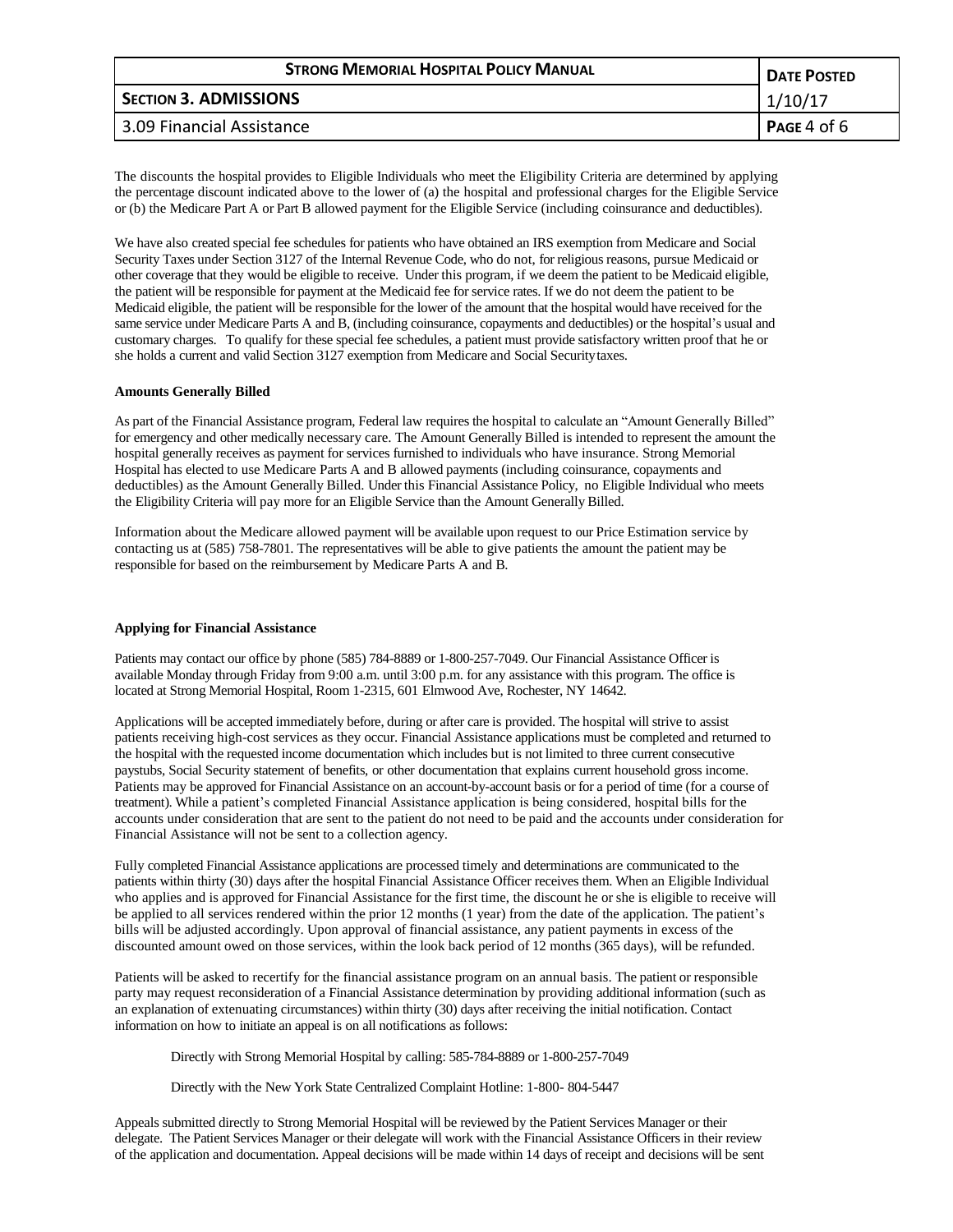The discounts the hospital provides to Eligible Individuals who meet the Eligibility Criteria are determined by applying the percentage discount indicated above to the lower of (a) the hospital and professional charges for the Eligible Service or (b) the Medicare Part A or Part B allowed payment for the Eligible Service (including coinsurance and deductibles).

We have also created special fee schedules for patients who have obtained an IRS exemption from Medicare and Social Security Taxes under Section 3127 of the Internal Revenue Code, who do not, for religious reasons, pursue Medicaid or other coverage that they would be eligible to receive. Under this program, if we deem the patient to be Medicaid eligible, the patient will be responsible for payment at the Medicaid fee for service rates. If we do not deem the patient to be Medicaid eligible, the patient will be responsible for the lower of the amount that the hospital would have received for the same service under Medicare Parts A and B, (including coinsurance, copayments and deductibles) or the hospital's usual and customary charges. To qualify for these special fee schedules, a patient must provide satisfactory written proof that he or she holds a current and valid Section 3127 exemption from Medicare and Social Security taxes.

**Amounts Generally Billed**

As part of the Financial Assistance program, Federal law requires the hospital to calculate an "Amount Generally Billed" for emergency and other medically necessary care. The Amount Generally Billed is intended to represent the amount the hospital generally receives as payment for services furnished to individuals who have insurance. Strong Memorial Hospital has elected to use Medicare Parts A and B allowed payments (including coinsurance, copayments and deductibles) as the Amount Generally Billed. Under this Financial Assistance Policy, no Eligible Individual who meets the Eligibility Criteria will pay more for an Eligible Service than the Amount Generally Billed.

Information about the Medicare allowed payment will be available upon request to our Price Estimation service by contacting us at (585) 758-7801. The representatives will be able to give patients the amount the patient may be responsible for based on the reimbursement by Medicare Parts A and B.

**Applying for Financial Assistance**

Patients may contact our office by phone (585) 784-8889 or 1-800-257-7049. Our Financial Assistance Officer is available Monday through Friday from 9:00 a.m. until 3:00 p.m. for any assistance with this program. The office is located at Strong Memorial Hospital, Room 1-2315, 601 Elmwood Ave, Rochester, NY 14642.

Applications will be accepted immediately before, during or after care is provided. The hospital will strive to assist patients receiving high-cost services as they occur. Financial Assistance applications must be completed and returned to the hospital with the requested income documentation which includes but is not limited to three current consecutive paystubs, Social Security statement of benefits, or other documentation that explains current household gross income. Patients may be approved for Financial Assistance on an account-by-account basis or for a period of time (for a course of treatment). While a patient's completed Financial Assistance application is being considered, hospital bills for the accounts under consideration that are sent to the patient do not need to be paid and the accounts under consideration for Financial Assistance will not be sent to a collection agency.

Fully completed Financial Assistance applications are processed timely and determinations are communicated to the patients within thirty (30) days after the hospital Financial Assistance Officer receives them. When an Eligible Individual who applies and is approved for Financial Assistance for the first time, the discount he or she is eligible to receive will be applied to all services rendered within the prior 12 months (1 year) from the date of the application. The patient's bills will be adjusted accordingly. Upon approval of financial assistance, any patient payments in excess of the discounted amount owed on those services, within the look back period of 12 months (365 days), will be refunded.

Patients will be asked to recertify for the financial assistance program on an annual basis. The patient or responsible party may request reconsideration of a Financial Assistance determination by providing additional information (such as an explanation of extenuating circumstances) within thirty (30) days after receiving the initial notification. Contact information on how to initiate an appeal is on all notifications as follows:

Directly with Strong Memorial Hospital by calling: 585-784-8889 or 1-800-257-7049

Directly with the New York State Centralized Complaint Hotline: 1-800- 804-5447

Appeals submitted directly to Strong Memorial Hospital will be reviewed by the Patient Services Manager or their delegate. The Patient Services Manager or their delegate will work with the Financial Assistance Officers in their review of the application and documentation. Appeal decisions will be made within 14 days of receipt and decisions will be sent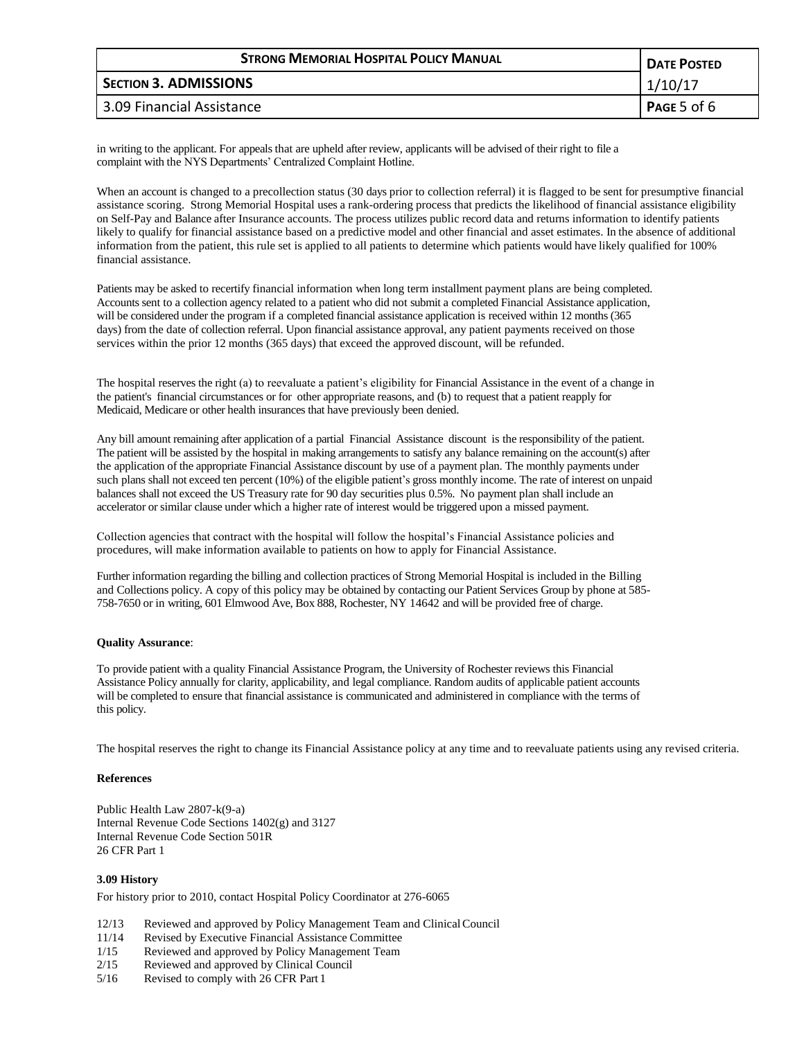in writing to the applicant. For appeals that are upheld after review, applicants will be advised of their right to file a complaint with the NYS Departments' Centralized Complaint Hotline.

When an account is changed to a precollection status (30 days prior to collection referral) it is flagged to be sent for presumptive financial assistance scoring. Strong Memorial Hospital uses a rank-ordering process that predicts the likelihood of financial assistance eligibility on Self-Pay and Balance after Insurance accounts. The process utilizes public record data and returns information to identify patients likely to qualify for financial assistance based on a predictive model and other financial and asset estimates. In the absence of additional information from the patient, this rule set is applied to all patients to determine which patients would have likely qualified for 100% financial assistance.

Patients may be asked to recertify financial information when long term installment payment plans are being completed. Accounts sent to a collection agency related to a patient who did not submit a completed Financial Assistance application, will be considered under the program if a completed financial assistance application is received within 12 months (365 days) from the date of collection referral. Upon financial assistance approval, any patient payments received on those services within the prior 12 months (365 days) that exceed the approved discount, will be refunded.

The hospital reserves the right (a) to reevaluate a patient's eligibility for Financial Assistance in the event of a change in the patient's financial circumstances or for other appropriate reasons, and (b) to request that a patient reapply for Medicaid, Medicare or other health insurances that have previously been denied.

Any bill amount remaining after application of a partial Financial Assistance discount is the responsibility of the patient. The patient will be assisted by the hospital in making arrangements to satisfy any balance remaining on the account(s) after the application of the appropriate Financial Assistance discount by use of a payment plan. The monthly payments under such plans shall not exceed ten percent (10%) of the eligible patient's gross monthly income. The rate of interest on unpaid balances shall not exceed the US Treasury rate for 90 day securities plus 0.5%. No payment plan shall include an accelerator or similar clause under which a higher rate of interest would be triggered upon a missed payment.

Collection agencies that contract with the hospital will follow the hospital's Financial Assistance policies and procedures, will make information available to patients on how to apply for Financial Assistance.

Further information regarding the billing and collection practices of Strong Memorial Hospital is included in the Billing and Collections policy. A copy of this policy may be obtained by contacting our Patient Services Group by phone at 585-758-7650 or in writing, 601 Elmwood Ave, Box 888, Rochester, NY 14642 and will be provided free of charge.

**Quality Assurance**:

To provide patient with a quality Financial Assistance Program, the University of Rochester reviews this Financial Assistance Policy annually for clarity, applicability, and legal compliance. Random audits of applicable patient accounts will be completed to ensure that financial assistance is communicated and administered in compliance with the terms of this policy.

The hospital reserves the right to change its Financial Assistance policy at any time and to reevaluate patients using any revised criteria.

**References**

Public Health Law 2807-k(9-a)
Internal Revenue Code Sections 1402(g) and 3127
Internal Revenue Code Section 501R
26 CFR Part 1

**3.09 History**

For history prior to 2010, contact Hospital Policy Coordinator at 276-6065

- 12/13 Reviewed and approved by Policy Management Team and Clinical Council
- 11/14 Revised by Executive Financial Assistance Committee
- 1/15 Reviewed and approved by Policy Management Team
- 2/15 Reviewed and approved by Clinical Council
- 5/16 Revised to comply with 26 CFR Part 1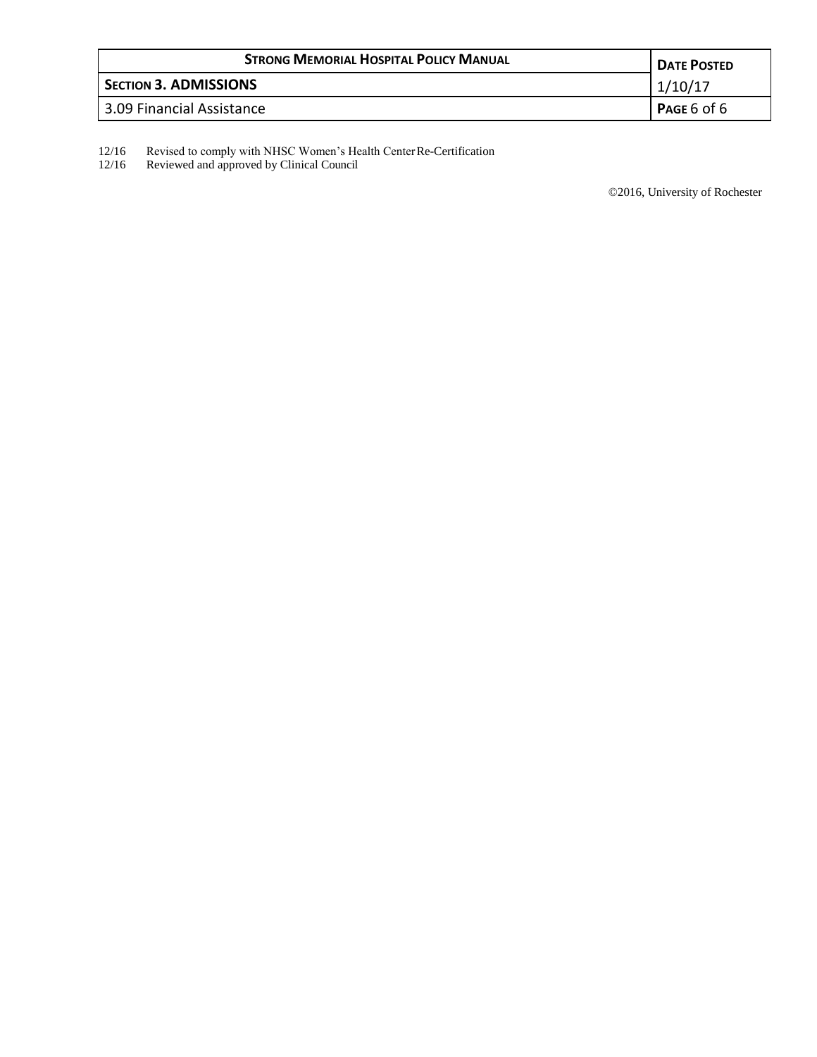12/16 Revised to comply with NHSC Women's Health Center Re-Certification
12/16 Reviewed and approved by Clinical Council

©2016, University of Rochester